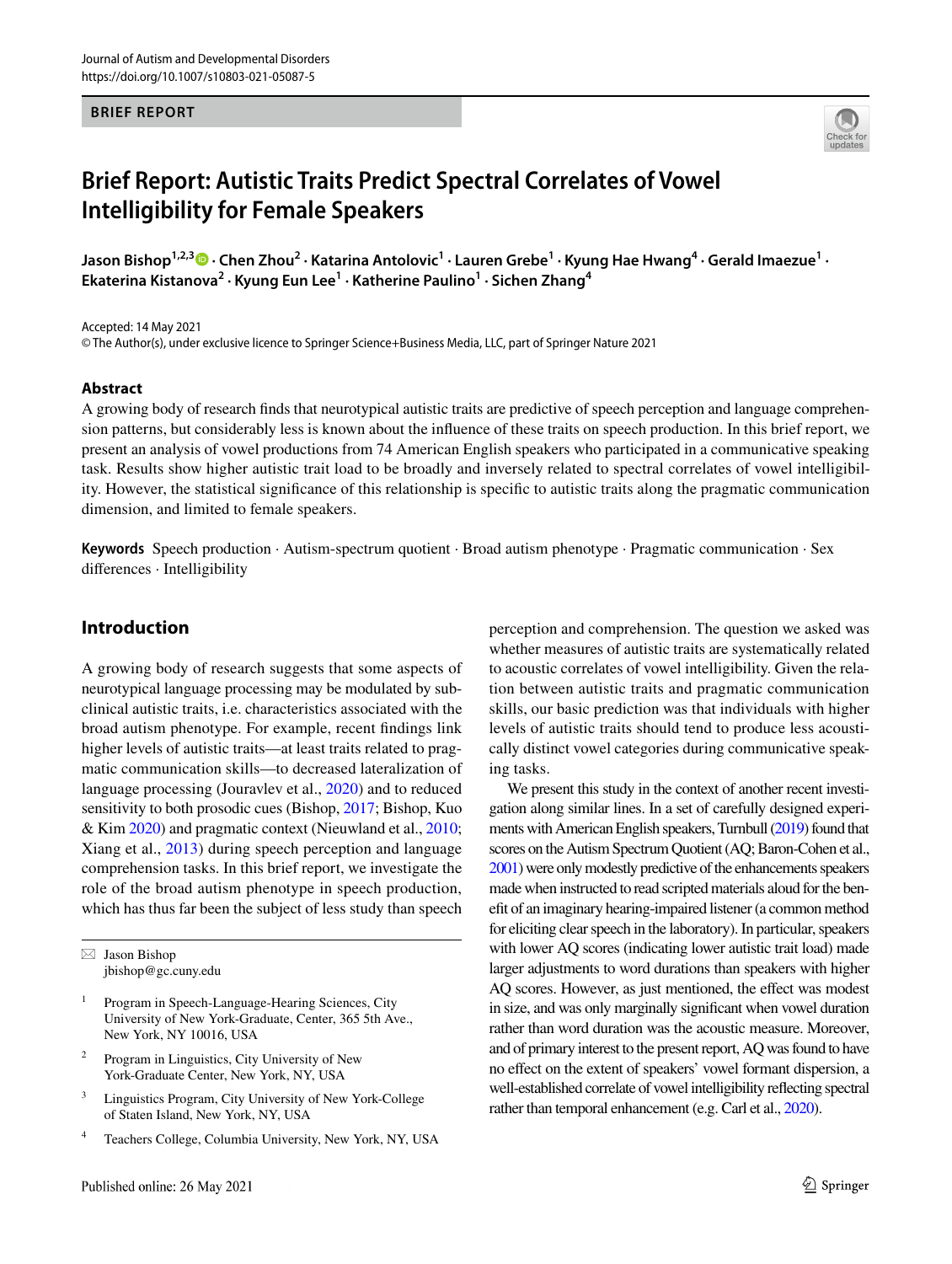BRIEF REPORT

# Brief Report: Autistic Traits Predict Spectral Correlates of Vowel Intelligibility for Female Speakers

**Jason Bishop[1,2,3] · Chen Zhou[2] · Katarina Antolovic[1] · Lauren Grebe[1] · Kyung Hae Hwang[4] · Gerald Imaezue[1] · Ekaterina Kistanova[2] · Kyung Eun Lee[1] · Katherine Paulino[1] · Sichen Zhang[4]**

Accepted: 14 May 2021
© The Author(s), under exclusive licence to Springer Science+Business Media, LLC, part of Springer Nature 2021

## Abstract

A growing body of research finds that neurotypical autistic traits are predictive of speech perception and language comprehension patterns, but considerably less is known about the influence of these traits on speech production. In this brief report, we present an analysis of vowel productions from 74 American English speakers who participated in a communicative speaking task. Results show higher autistic trait load to be broadly and inversely related to spectral correlates of vowel intelligibility. However, the statistical significance of this relationship is specific to autistic traits along the pragmatic communication dimension, and limited to female speakers.

**Keywords** Speech production · Autism-spectrum quotient · Broad autism phenotype · Pragmatic communication · Sex differences · Intelligibility

## Introduction

A growing body of research suggests that some aspects of neurotypical language processing may be modulated by subclinical autistic traits, i.e. characteristics associated with the broad autism phenotype. For example, recent findings link higher levels of autistic traits—at least traits related to pragmatic communication skills—to decreased lateralization of language processing (Jouravlev et al., 2020) and to reduced sensitivity to both prosodic cues (Bishop, 2017; Bishop, Kuo & Kim 2020) and pragmatic context (Nieuwland et al., 2010; Xiang et al., 2013) during speech perception and language comprehension tasks. In this brief report, we investigate the role of the broad autism phenotype in speech production, which has thus far been the subject of less study than speech perception and comprehension. The question we asked was whether measures of autistic traits are systematically related to acoustic correlates of vowel intelligibility. Given the relation between autistic traits and pragmatic communication skills, our basic prediction was that individuals with higher levels of autistic traits should tend to produce less acoustically distinct vowel categories during communicative speaking tasks.

We present this study in the context of another recent investigation along similar lines. In a set of carefully designed experiments with American English speakers, Turnbull (2019) found that scores on the Autism Spectrum Quotient (AQ; Baron-Cohen et al., 2001) were only modestly predictive of the enhancements speakers made when instructed to read scripted materials aloud for the benefit of an imaginary hearing-impaired listener (a common method for eliciting clear speech in the laboratory). In particular, speakers with lower AQ scores (indicating lower autistic trait load) made larger adjustments to word durations than speakers with higher AQ scores. However, as just mentioned, the effect was modest in size, and was only marginally significant when vowel duration rather than word duration was the acoustic measure. Moreover, and of primary interest to the present report, AQ was found to have no effect on the extent of speakers' vowel formant dispersion, a well-established correlate of vowel intelligibility reflecting spectral rather than temporal enhancement (e.g. Carl et al., 2020).

---

✉ Jason Bishop
jbishop@gc.cuny.edu

[1] Program in Speech-Language-Hearing Sciences, City University of New York-Graduate, Center, 365 5th Ave., New York, NY 10016, USA

[2] Program in Linguistics, City University of New York-Graduate Center, New York, NY, USA

[3] Linguistics Program, City University of New York-College of Staten Island, New York, NY, USA

[4] Teachers College, Columbia University, New York, NY, USA

Published online: 26 May 2021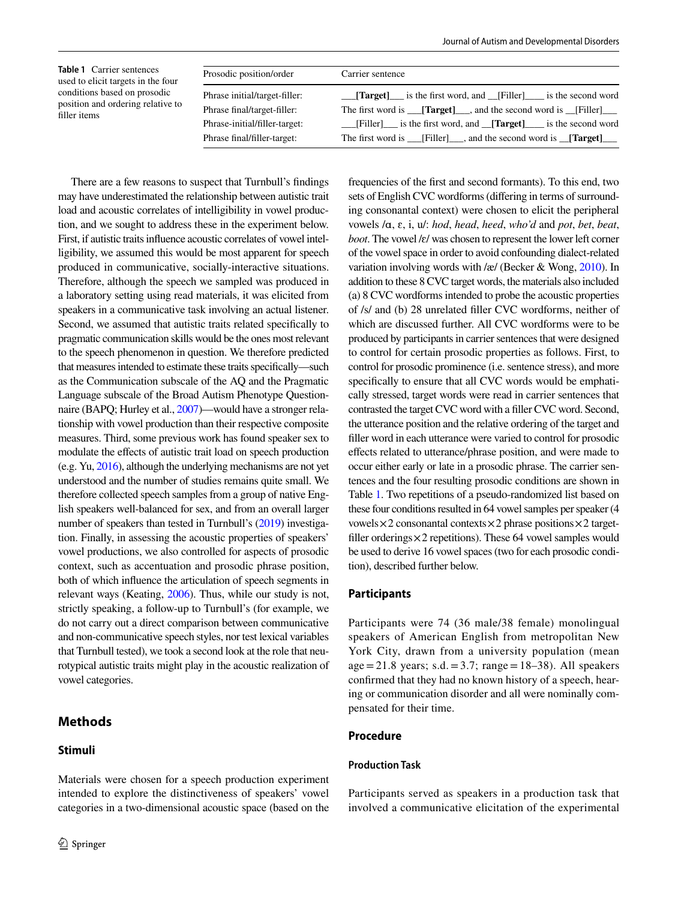**Table 1** Carrier sentences used to elicit targets in the four conditions based on prosodic position and ordering relative to filler items

| Prosodic position/order | Carrier sentence |
|---|---|
| Phrase initial/target-filler: | ___**[Target]**___ is the first word, and __[Filler]____ is the second word |
| Phrase final/target-filler: | The first word is ___**[Target]**___, and the second word is __[Filler]___ |
| Phrase-initial/filler-target: | ___[Filler]___ is the first word, and __**[Target]**____ is the second word |
| Phrase final/filler-target: | The first word is ___[Filler]___, and the second word is __**[Target]**___ |

There are a few reasons to suspect that Turnbull's findings may have underestimated the relationship between autistic trait load and acoustic correlates of intelligibility in vowel production, and we sought to address these in the experiment below. First, if autistic traits influence acoustic correlates of vowel intelligibility, we assumed this would be most apparent for speech produced in communicative, socially-interactive situations. Therefore, although the speech we sampled was produced in a laboratory setting using read materials, it was elicited from speakers in a communicative task involving an actual listener. Second, we assumed that autistic traits related specifically to pragmatic communication skills would be the ones most relevant to the speech phenomenon in question. We therefore predicted that measures intended to estimate these traits specifically—such as the Communication subscale of the AQ and the Pragmatic Language subscale of the Broad Autism Phenotype Questionnaire (BAPQ; Hurley et al., 2007)—would have a stronger relationship with vowel production than their respective composite measures. Third, some previous work has found speaker sex to modulate the effects of autistic trait load on speech production (e.g. Yu, 2016), although the underlying mechanisms are not yet understood and the number of studies remains quite small. We therefore collected speech samples from a group of native English speakers well-balanced for sex, and from an overall larger number of speakers than tested in Turnbull's (2019) investigation. Finally, in assessing the acoustic properties of speakers' vowel productions, we also controlled for aspects of prosodic context, such as accentuation and prosodic phrase position, both of which influence the articulation of speech segments in relevant ways (Keating, 2006). Thus, while our study is not, strictly speaking, a follow-up to Turnbull's (for example, we do not carry out a direct comparison between communicative and non-communicative speech styles, nor test lexical variables that Turnbull tested), we took a second look at the role that neurotypical autistic traits might play in the acoustic realization of vowel categories.

## Methods

### Stimuli

Materials were chosen for a speech production experiment intended to explore the distinctiveness of speakers' vowel categories in a two-dimensional acoustic space (based on the frequencies of the first and second formants). To this end, two sets of English CVC wordforms (differing in terms of surrounding consonantal context) were chosen to elicit the peripheral vowels /ɑ, ɛ, i, u/: *hod*, *head*, *heed*, *who'd* and *pot*, *bet*, *beat*, *boot*. The vowel /ɛ/ was chosen to represent the lower left corner of the vowel space in order to avoid confounding dialect-related variation involving words with /æ/ (Becker & Wong, 2010). In addition to these 8 CVC target words, the materials also included (a) 8 CVC wordforms intended to probe the acoustic properties of /s/ and (b) 28 unrelated filler CVC wordforms, neither of which are discussed further. All CVC wordforms were to be produced by participants in carrier sentences that were designed to control for certain prosodic properties as follows. First, to control for prosodic prominence (i.e. sentence stress), and more specifically to ensure that all CVC words would be emphatically stressed, target words were read in carrier sentences that contrasted the target CVC word with a filler CVC word. Second, the utterance position and the relative ordering of the target and filler word in each utterance were varied to control for prosodic effects related to utterance/phrase position, and were made to occur either early or late in a prosodic phrase. The carrier sentences and the four resulting prosodic conditions are shown in Table 1. Two repetitions of a pseudo-randomized list based on these four conditions resulted in 64 vowel samples per speaker (4 vowels × 2 consonantal contexts × 2 phrase positions × 2 target-filler orderings × 2 repetitions). These 64 vowel samples would be used to derive 16 vowel spaces (two for each prosodic condition), described further below.

### Participants

Participants were 74 (36 male/38 female) monolingual speakers of American English from metropolitan New York City, drawn from a university population (mean age = 21.8 years; s.d. = 3.7; range = 18–38). All speakers confirmed that they had no known history of a speech, hearing or communication disorder and all were nominally compensated for their time.

### Procedure

#### Production Task

Participants served as speakers in a production task that involved a communicative elicitation of the experimental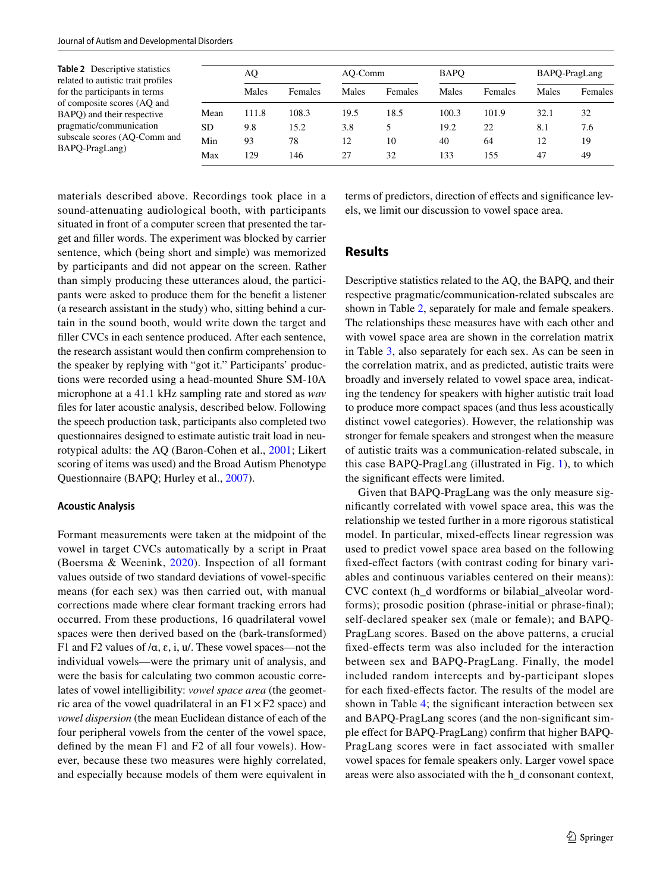**Table 2** Descriptive statistics related to autistic trait profiles for the participants in terms of composite scores (AQ and BAPQ) and their respective pragmatic/communication subscale scores (AQ-Comm and BAPQ-PragLang)

| | AQ | | AQ-Comm | | BAPQ | | BAPQ-PragLang | |
|---|---|---|---|---|---|---|---|---|
| | Males | Females | Males | Females | Males | Females | Males | Females |
| Mean | 111.8 | 108.3 | 19.5 | 18.5 | 100.3 | 101.9 | 32.1 | 32 |
| SD | 9.8 | 15.2 | 3.8 | 5 | 19.2 | 22 | 8.1 | 7.6 |
| Min | 93 | 78 | 12 | 10 | 40 | 64 | 12 | 19 |
| Max | 129 | 146 | 27 | 32 | 133 | 155 | 47 | 49 |

materials described above. Recordings took place in a sound-attenuating audiological booth, with participants situated in front of a computer screen that presented the target and filler words. The experiment was blocked by carrier sentence, which (being short and simple) was memorized by participants and did not appear on the screen. Rather than simply producing these utterances aloud, the participants were asked to produce them for the benefit a listener (a research assistant in the study) who, sitting behind a curtain in the sound booth, would write down the target and filler CVCs in each sentence produced. After each sentence, the research assistant would then confirm comprehension to the speaker by replying with "got it." Participants' productions were recorded using a head-mounted Shure SM-10A microphone at a 41.1 kHz sampling rate and stored as *wav* files for later acoustic analysis, described below. Following the speech production task, participants also completed two questionnaires designed to estimate autistic trait load in neurotypical adults: the AQ (Baron-Cohen et al., 2001; Likert scoring of items was used) and the Broad Autism Phenotype Questionnaire (BAPQ; Hurley et al., 2007).

### Acoustic Analysis

Formant measurements were taken at the midpoint of the vowel in target CVCs automatically by a script in Praat (Boersma & Weenink, 2020). Inspection of all formant values outside of two standard deviations of vowel-specific means (for each sex) was then carried out, with manual corrections made where clear formant tracking errors had occurred. From these productions, 16 quadrilateral vowel spaces were then derived based on the (bark-transformed) F1 and F2 values of /ɑ, ɛ, i, u/. These vowel spaces—not the individual vowels—were the primary unit of analysis, and were the basis for calculating two common acoustic correlates of vowel intelligibility: *vowel space area* (the geometric area of the vowel quadrilateral in an F1 × F2 space) and *vowel dispersion* (the mean Euclidean distance of each of the four peripheral vowels from the center of the vowel space, defined by the mean F1 and F2 of all four vowels). However, because these two measures were highly correlated, and especially because models of them were equivalent in terms of predictors, direction of effects and significance levels, we limit our discussion to vowel space area.

## Results

Descriptive statistics related to the AQ, the BAPQ, and their respective pragmatic/communication-related subscales are shown in Table 2, separately for male and female speakers. The relationships these measures have with each other and with vowel space area are shown in the correlation matrix in Table 3, also separately for each sex. As can be seen in the correlation matrix, and as predicted, autistic traits were broadly and inversely related to vowel space area, indicating the tendency for speakers with higher autistic trait load to produce more compact spaces (and thus less acoustically distinct vowel categories). However, the relationship was stronger for female speakers and strongest when the measure of autistic traits was a communication-related subscale, in this case BAPQ-PragLang (illustrated in Fig. 1), to which the significant effects were limited.

Given that BAPQ-PragLang was the only measure significantly correlated with vowel space area, this was the relationship we tested further in a more rigorous statistical model. In particular, mixed-effects linear regression was used to predict vowel space area based on the following fixed-effect factors (with contrast coding for binary variables and continuous variables centered on their means): CVC context (h_d wordforms or bilabial_alveolar wordforms); prosodic position (phrase-initial or phrase-final); self-declared speaker sex (male or female); and BAPQ-PragLang scores. Based on the above patterns, a crucial fixed-effects term was also included for the interaction between sex and BAPQ-PragLang. Finally, the model included random intercepts and by-participant slopes for each fixed-effects factor. The results of the model are shown in Table 4; the significant interaction between sex and BAPQ-PragLang scores (and the non-significant simple effect for BAPQ-PragLang) confirm that higher BAPQ-PragLang scores were in fact associated with smaller vowel spaces for female speakers only. Larger vowel space areas were also associated with the h_d consonant context,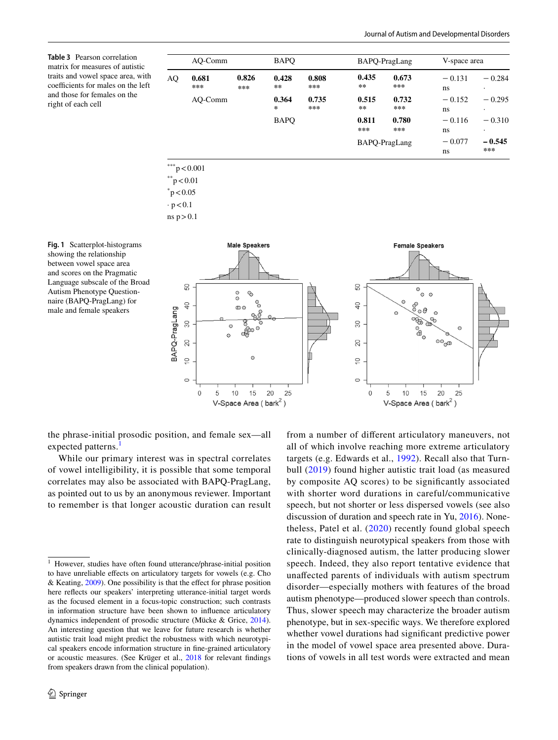**Table 3** Pearson correlation matrix for measures of autistic traits and vowel space area, with coefficients for males on the left and those for females on the right of each cell

| | AQ-Comm | | BAPQ | | BAPQ-PragLang | | V-space area | |
|---|---|---|---|---|---|---|---|---|
| AQ | **0.681** *** | **0.826** *** | **0.428** ** | **0.808** *** | **0.435** ** | **0.673** *** | − 0.131 ns | − 0.284 · |
| | AQ-Comm | | **0.364** * | **0.735** *** | **0.515** ** | **0.732** *** | − 0.152 ns | − 0.295 · |
| | | | BAPQ | | **0.811** *** | **0.780** *** | − 0.116 ns | − 0.310 · |
| | | | | | BAPQ-PragLang | | − 0.077 ns | **− 0.545** *** |

***p < 0.001

**p < 0.01

*p < 0.05

· p < 0.1

ns p > 0.1

**Fig. 1** Scatterplot-histograms showing the relationship between vowel space area and scores on the Pragmatic Language subscale of the Broad Autism Phenotype Questionnaire (BAPQ-PragLang) for male and female speakers

the phrase-initial prosodic position, and female sex—all expected patterns.[1]

While our primary interest was in spectral correlates of vowel intelligibility, it is possible that some temporal correlates may also be associated with BAPQ-PragLang, as pointed out to us by an anonymous reviewer. Important to remember is that longer acoustic duration can result from a number of different articulatory maneuvers, not all of which involve reaching more extreme articulatory targets (e.g. Edwards et al., 1992). Recall also that Turnbull (2019) found higher autistic trait load (as measured by composite AQ scores) to be significantly associated with shorter word durations in careful/communicative speech, but not shorter or less dispersed vowels (see also discussion of duration and speech rate in Yu, 2016). Nonetheless, Patel et al. (2020) recently found global speech rate to distinguish neurotypical speakers from those with clinically-diagnosed autism, the latter producing slower speech. Indeed, they also report tentative evidence that unaffected parents of individuals with autism spectrum disorder—especially mothers with features of the broad autism phenotype—produced slower speech than controls. Thus, slower speech may characterize the broader autism phenotype, but in sex-specific ways. We therefore explored whether vowel durations had significant predictive power in the model of vowel space area presented above. Durations of vowels in all test words were extracted and mean

[1] However, studies have often found utterance/phrase-initial position to have unreliable effects on articulatory targets for vowels (e.g. Cho & Keating, 2009). One possibility is that the effect for phrase position here reflects our speakers' interpreting utterance-initial target words as the focused element in a focus-topic construction; such contrasts in information structure have been shown to influence articulatory dynamics independent of prosodic structure (Mücke & Grice, 2014). An interesting question that we leave for future research is whether autistic trait load might predict the robustness with which neurotypical speakers encode information structure in fine-grained articulatory or acoustic measures. (See Krüger et al., 2018 for relevant findings from speakers drawn from the clinical population).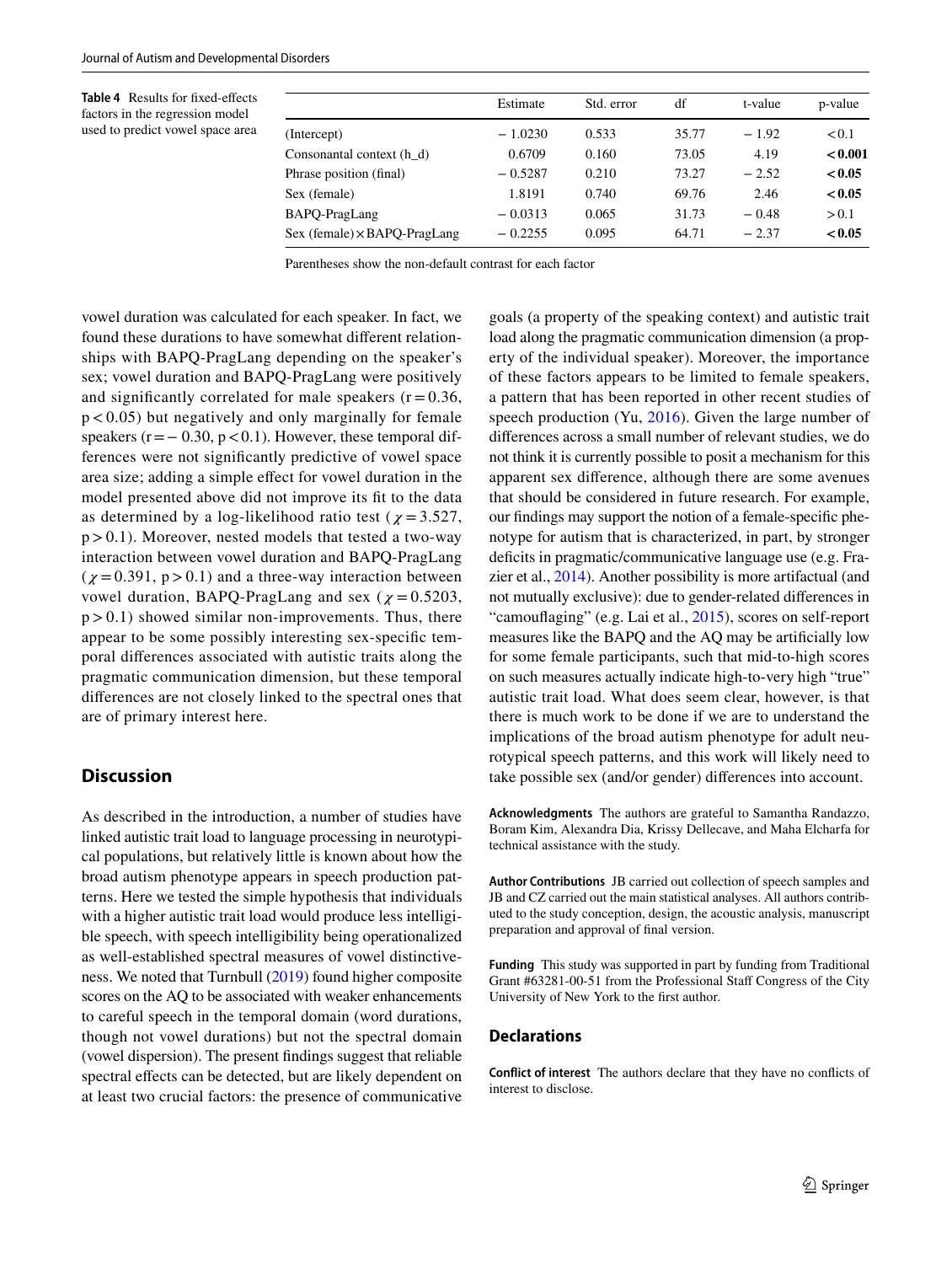**Table 4** Results for fixed-effects factors in the regression model used to predict vowel space area

| | Estimate | Std. error | df | t-value | p-value |
|---|---|---|---|---|---|
| (Intercept) | − 1.0230 | 0.533 | 35.77 | − 1.92 | < 0.1 |
| Consonantal context (h_d) | 0.6709 | 0.160 | 73.05 | 4.19 | **< 0.001** |
| Phrase position (final) | − 0.5287 | 0.210 | 73.27 | − 2.52 | **< 0.05** |
| Sex (female) | 1.8191 | 0.740 | 69.76 | 2.46 | **< 0.05** |
| BAPQ-PragLang | − 0.0313 | 0.065 | 31.73 | − 0.48 | > 0.1 |
| Sex (female) × BAPQ-PragLang | − 0.2255 | 0.095 | 64.71 | − 2.37 | **< 0.05** |

Parentheses show the non-default contrast for each factor

vowel duration was calculated for each speaker. In fact, we found these durations to have somewhat different relationships with BAPQ-PragLang depending on the speaker's sex; vowel duration and BAPQ-PragLang were positively and significantly correlated for male speakers ($r = 0.36$, $p < 0.05$) but negatively and only marginally for female speakers ($r = -0.30$, $p < 0.1$). However, these temporal differences were not significantly predictive of vowel space area size; adding a simple effect for vowel duration in the model presented above did not improve its fit to the data as determined by a log-likelihood ratio test ($\chi = 3.527$, $p > 0.1$). Moreover, nested models that tested a two-way interaction between vowel duration and BAPQ-PragLang ($\chi = 0.391$, $p > 0.1$) and a three-way interaction between vowel duration, BAPQ-PragLang and sex ($\chi = 0.5203$, $p > 0.1$) showed similar non-improvements. Thus, there appear to be some possibly interesting sex-specific temporal differences associated with autistic traits along the pragmatic communication dimension, but these temporal differences are not closely linked to the spectral ones that are of primary interest here.

## Discussion

As described in the introduction, a number of studies have linked autistic trait load to language processing in neurotypical populations, but relatively little is known about how the broad autism phenotype appears in speech production patterns. Here we tested the simple hypothesis that individuals with a higher autistic trait load would produce less intelligible speech, with speech intelligibility being operationalized as well-established spectral measures of vowel distinctiveness. We noted that Turnbull (2019) found higher composite scores on the AQ to be associated with weaker enhancements to careful speech in the temporal domain (word durations, though not vowel durations) but not the spectral domain (vowel dispersion). The present findings suggest that reliable spectral effects can be detected, but are likely dependent on at least two crucial factors: the presence of communicative goals (a property of the speaking context) and autistic trait load along the pragmatic communication dimension (a property of the individual speaker). Moreover, the importance of these factors appears to be limited to female speakers, a pattern that has been reported in other recent studies of speech production (Yu, 2016). Given the large number of differences across a small number of relevant studies, we do not think it is currently possible to posit a mechanism for this apparent sex difference, although there are some avenues that should be considered in future research. For example, our findings may support the notion of a female-specific phenotype for autism that is characterized, in part, by stronger deficits in pragmatic/communicative language use (e.g. Frazier et al., 2014). Another possibility is more artifactual (and not mutually exclusive): due to gender-related differences in "camouflaging" (e.g. Lai et al., 2015), scores on self-report measures like the BAPQ and the AQ may be artificially low for some female participants, such that mid-to-high scores on such measures actually indicate high-to-very high "true" autistic trait load. What does seem clear, however, is that there is much work to be done if we are to understand the implications of the broad autism phenotype for adult neurotypical speech patterns, and this work will likely need to take possible sex (and/or gender) differences into account.

**Acknowledgments** The authors are grateful to Samantha Randazzo, Boram Kim, Alexandra Dia, Krissy Dellecave, and Maha Elcharfa for technical assistance with the study.

**Author Contributions** JB carried out collection of speech samples and JB and CZ carried out the main statistical analyses. All authors contributed to the study conception, design, the acoustic analysis, manuscript preparation and approval of final version.

**Funding** This study was supported in part by funding from Traditional Grant #63281-00-51 from the Professional Staff Congress of the City University of New York to the first author.

## Declarations

**Conflict of interest** The authors declare that they have no conflicts of interest to disclose.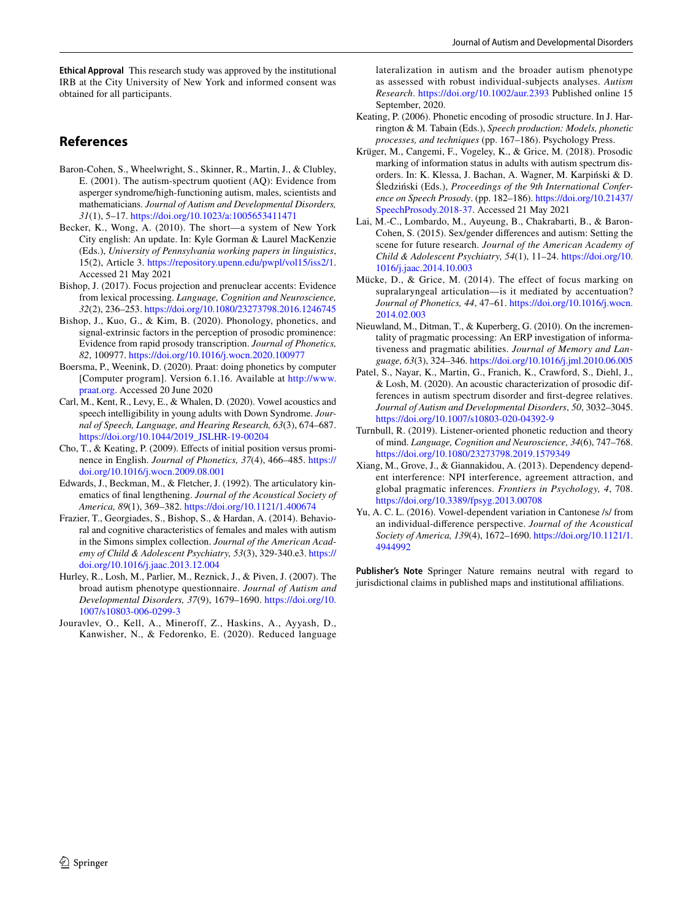**Ethical Approval** This research study was approved by the institutional IRB at the City University of New York and informed consent was obtained for all participants.

## References

Baron-Cohen, S., Wheelwright, S., Skinner, R., Martin, J., & Clubley, E. (2001). The autism-spectrum quotient (AQ): Evidence from asperger syndrome/high-functioning autism, males, scientists and mathematicians. *Journal of Autism and Developmental Disorders, 31*(1), 5–17. https://doi.org/10.1023/a:1005653411471

Becker, K., Wong, A. (2010). The short—a system of New York City english: An update. In: Kyle Gorman & Laurel MacKenzie (Eds.), *University of Pennsylvania working papers in linguistics*, 15(2), Article 3. https://repository.upenn.edu/pwpl/vol15/iss2/1. Accessed 21 May 2021

Bishop, J. (2017). Focus projection and prenuclear accents: Evidence from lexical processing. *Language, Cognition and Neuroscience, 32*(2), 236–253. https://doi.org/10.1080/23273798.2016.1246745

Bishop, J., Kuo, G., & Kim, B. (2020). Phonology, phonetics, and signal-extrinsic factors in the perception of prosodic prominence: Evidence from rapid prosody transcription. *Journal of Phonetics, 82*, 100977. https://doi.org/10.1016/j.wocn.2020.100977

Boersma, P., Weenink, D. (2020). Praat: doing phonetics by computer [Computer program]. Version 6.1.16. Available at http://www.praat.org. Accessed 20 June 2020

Carl, M., Kent, R., Levy, E., & Whalen, D. (2020). Vowel acoustics and speech intelligibility in young adults with Down Syndrome. *Journal of Speech, Language, and Hearing Research, 63*(3), 674–687. https://doi.org/10.1044/2019_JSLHR-19-00204

Cho, T., & Keating, P. (2009). Effects of initial position versus prominence in English. *Journal of Phonetics, 37*(4), 466–485. https://doi.org/10.1016/j.wocn.2009.08.001

Edwards, J., Beckman, M., & Fletcher, J. (1992). The articulatory kinematics of final lengthening. *Journal of the Acoustical Society of America, 89*(1), 369–382. https://doi.org/10.1121/1.400674

Frazier, T., Georgiades, S., Bishop, S., & Hardan, A. (2014). Behavioral and cognitive characteristics of females and males with autism in the Simons simplex collection. *Journal of the American Academy of Child & Adolescent Psychiatry, 53*(3), 329-340.e3. https://doi.org/10.1016/j.jaac.2013.12.004

Hurley, R., Losh, M., Parlier, M., Reznick, J., & Piven, J. (2007). The broad autism phenotype questionnaire. *Journal of Autism and Developmental Disorders, 37*(9), 1679–1690. https://doi.org/10.1007/s10803-006-0299-3

Jouravlev, O., Kell, A., Mineroff, Z., Haskins, A., Ayyash, D., Kanwisher, N., & Fedorenko, E. (2020). Reduced language lateralization in autism and the broader autism phenotype as assessed with robust individual-subjects analyses. *Autism Research*. https://doi.org/10.1002/aur.2393 Published online 15 September, 2020.

Keating, P. (2006). Phonetic encoding of prosodic structure. In J. Harrington & M. Tabain (Eds.), *Speech production: Models, phonetic processes, and techniques* (pp. 167–186). Psychology Press.

Krüger, M., Cangemi, F., Vogeley, K., & Grice, M. (2018). Prosodic marking of information status in adults with autism spectrum disorders. In: K. Klessa, J. Bachan, A. Wagner, M. Karpiński & D. Śledziński (Eds.), *Proceedings of the 9th International Conference on Speech Prosody*. (pp. 182–186). https://doi.org/10.21437/SpeechProsody.2018-37. Accessed 21 May 2021

Lai, M.-C., Lombardo, M., Auyeung, B., Chakrabarti, B., & Baron-Cohen, S. (2015). Sex/gender differences and autism: Setting the scene for future research. *Journal of the American Academy of Child & Adolescent Psychiatry, 54*(1), 11–24. https://doi.org/10.1016/j.jaac.2014.10.003

Mücke, D., & Grice, M. (2014). The effect of focus marking on supralaryngeal articulation—is it mediated by accentuation? *Journal of Phonetics, 44*, 47–61. https://doi.org/10.1016/j.wocn.2014.02.003

Nieuwland, M., Ditman, T., & Kuperberg, G. (2010). On the incrementality of pragmatic processing: An ERP investigation of informativeness and pragmatic abilities. *Journal of Memory and Language, 63*(3), 324–346. https://doi.org/10.1016/j.jml.2010.06.005

Patel, S., Nayar, K., Martin, G., Franich, K., Crawford, S., Diehl, J., & Losh, M. (2020). An acoustic characterization of prosodic differences in autism spectrum disorder and first-degree relatives. *Journal of Autism and Developmental Disorders*, *50*, 3032–3045. https://doi.org/10.1007/s10803-020-04392-9

Turnbull, R. (2019). Listener-oriented phonetic reduction and theory of mind. *Language, Cognition and Neuroscience, 34*(6), 747–768. https://doi.org/10.1080/23273798.2019.1579349

Xiang, M., Grove, J., & Giannakidou, A. (2013). Dependency dependent interference: NPI interference, agreement attraction, and global pragmatic inferences. *Frontiers in Psychology, 4*, 708. https://doi.org/10.3389/fpsyg.2013.00708

Yu, A. C. L. (2016). Vowel-dependent variation in Cantonese /s/ from an individual-difference perspective. *Journal of the Acoustical Society of America, 139*(4), 1672–1690. https://doi.org/10.1121/1.4944992

**Publisher's Note** Springer Nature remains neutral with regard to jurisdictional claims in published maps and institutional affiliations.